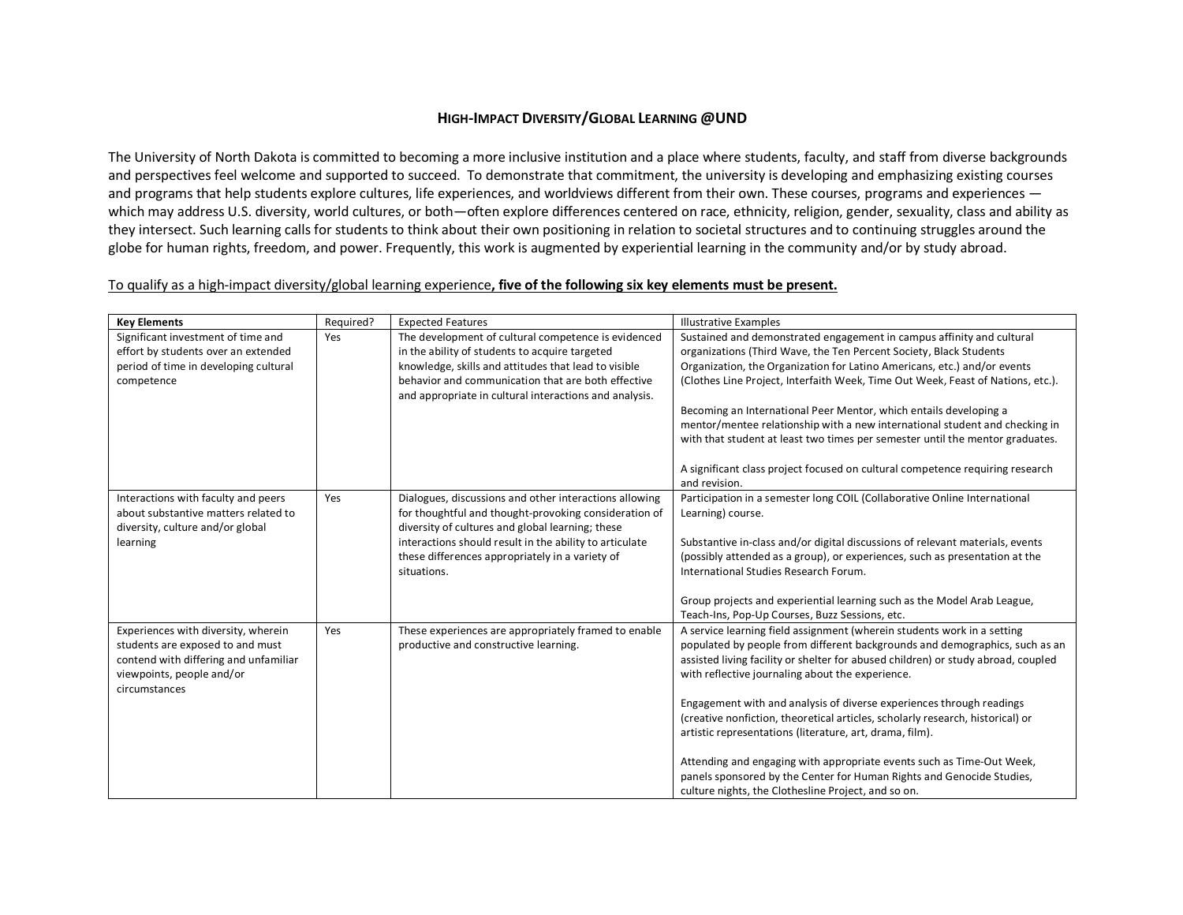# HIGH-IMPACT DIVERSITY/GLOBAL LEARNING @UND

The University of North Dakota is committed to becoming a more inclusive institution and a place where students, faculty, and staff from diverse backgrounds and perspectives feel welcome and supported to succeed. To demonstrate that commitment, the university is developing and emphasizing existing courses and programs that help students explore cultures, life experiences, and worldviews different from their own. These courses, programs and experiences —which may address U.S. diversity, world cultures, or both—often explore differences centered on race, ethnicity, religion, gender, sexuality, class and ability as they intersect. Such learning calls for students to think about their own positioning in relation to societal structures and to continuing struggles around the globe for human rights, freedom, and power. Frequently, this work is augmented by experiential learning in the community and/or by study abroad.

To qualify as a high-impact diversity/global learning experience**, five of the following six key elements must be present.**

| Key Elements | Required? | Expected Features | Illustrative Examples |
|---|---|---|---|
| Significant investment of time and effort by students over an extended period of time in developing cultural competence | Yes | The development of cultural competence is evidenced in the ability of students to acquire targeted knowledge, skills and attitudes that lead to visible behavior and communication that are both effective and appropriate in cultural interactions and analysis. | Sustained and demonstrated engagement in campus affinity and cultural organizations (Third Wave, the Ten Percent Society, Black Students Organization, the Organization for Latino Americans, etc.) and/or events (Clothes Line Project, Interfaith Week, Time Out Week, Feast of Nations, etc.).<br><br>Becoming an International Peer Mentor, which entails developing a mentor/mentee relationship with a new international student and checking in with that student at least two times per semester until the mentor graduates.<br><br>A significant class project focused on cultural competence requiring research and revision. |
| Interactions with faculty and peers about substantive matters related to diversity, culture and/or global learning | Yes | Dialogues, discussions and other interactions allowing for thoughtful and thought-provoking consideration of diversity of cultures and global learning; these interactions should result in the ability to articulate these differences appropriately in a variety of situations. | Participation in a semester long COIL (Collaborative Online International Learning) course.<br><br>Substantive in-class and/or digital discussions of relevant materials, events (possibly attended as a group), or experiences, such as presentation at the International Studies Research Forum.<br><br>Group projects and experiential learning such as the Model Arab League, Teach-Ins, Pop-Up Courses, Buzz Sessions, etc. |
| Experiences with diversity, wherein students are exposed to and must contend with differing and unfamiliar viewpoints, people and/or circumstances | Yes | These experiences are appropriately framed to enable productive and constructive learning. | A service learning field assignment (wherein students work in a setting populated by people from different backgrounds and demographics, such as an assisted living facility or shelter for abused children) or study abroad, coupled with reflective journaling about the experience.<br><br>Engagement with and analysis of diverse experiences through readings (creative nonfiction, theoretical articles, scholarly research, historical) or artistic representations (literature, art, drama, film).<br><br>Attending and engaging with appropriate events such as Time-Out Week, panels sponsored by the Center for Human Rights and Genocide Studies, culture nights, the Clothesline Project, and so on. |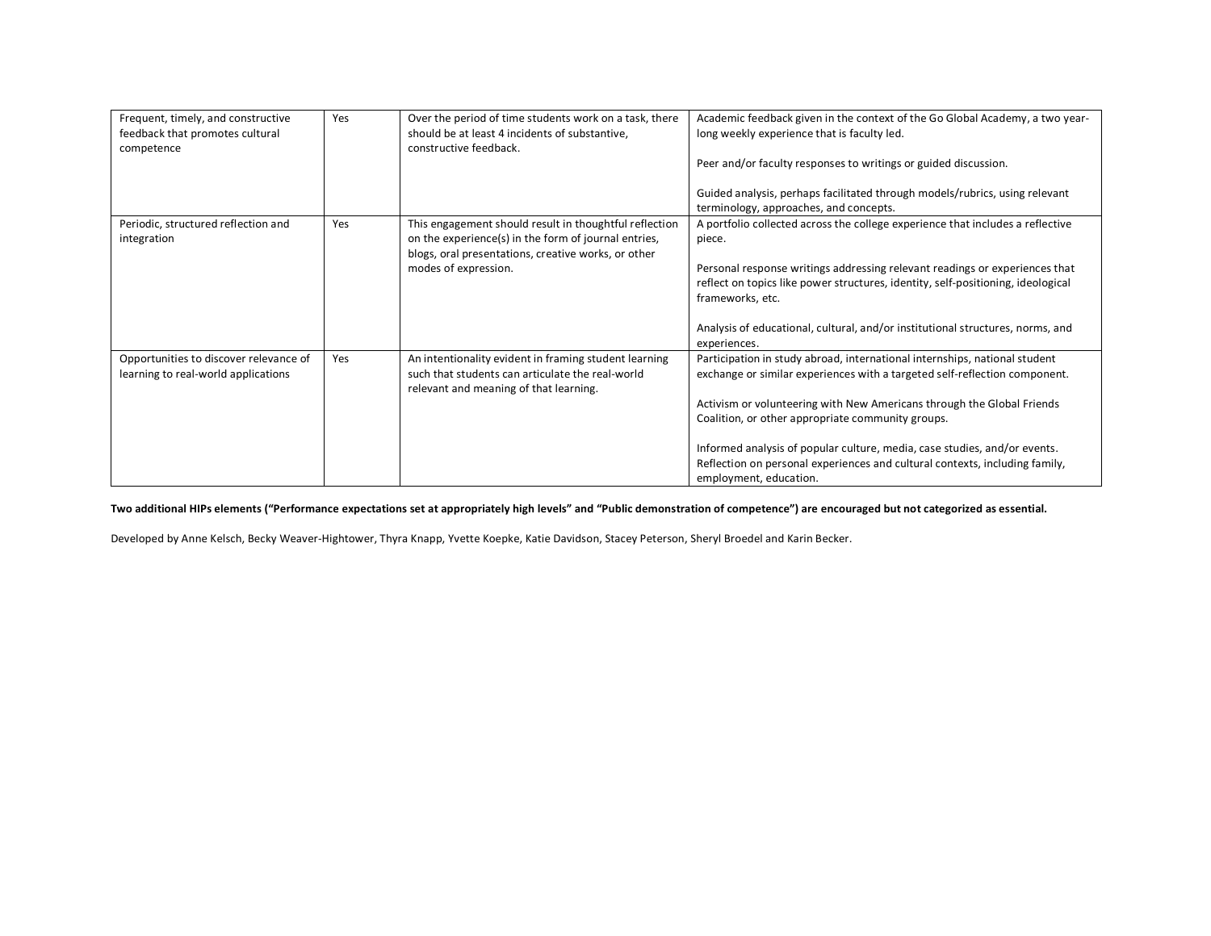| | | | |
|---|---|---|---|
| Frequent, timely, and constructive feedback that promotes cultural competence | Yes | Over the period of time students work on a task, there should be at least 4 incidents of substantive, constructive feedback. | Academic feedback given in the context of the Go Global Academy, a two year-long weekly experience that is faculty led.<br><br>Peer and/or faculty responses to writings or guided discussion.<br><br>Guided analysis, perhaps facilitated through models/rubrics, using relevant terminology, approaches, and concepts. |
| Periodic, structured reflection and integration | Yes | This engagement should result in thoughtful reflection on the experience(s) in the form of journal entries, blogs, oral presentations, creative works, or other modes of expression. | A portfolio collected across the college experience that includes a reflective piece.<br><br>Personal response writings addressing relevant readings or experiences that reflect on topics like power structures, identity, self-positioning, ideological frameworks, etc.<br><br>Analysis of educational, cultural, and/or institutional structures, norms, and experiences. |
| Opportunities to discover relevance of learning to real-world applications | Yes | An intentionality evident in framing student learning such that students can articulate the real-world relevant and meaning of that learning. | Participation in study abroad, international internships, national student exchange or similar experiences with a targeted self-reflection component.<br><br>Activism or volunteering with New Americans through the Global Friends Coalition, or other appropriate community groups.<br><br>Informed analysis of popular culture, media, case studies, and/or events. Reflection on personal experiences and cultural contexts, including family, employment, education. |

**Two additional HIPs elements ("Performance expectations set at appropriately high levels" and "Public demonstration of competence") are encouraged but not categorized as essential.**

Developed by Anne Kelsch, Becky Weaver-Hightower, Thyra Knapp, Yvette Koepke, Katie Davidson, Stacey Peterson, Sheryl Broedel and Karin Becker.